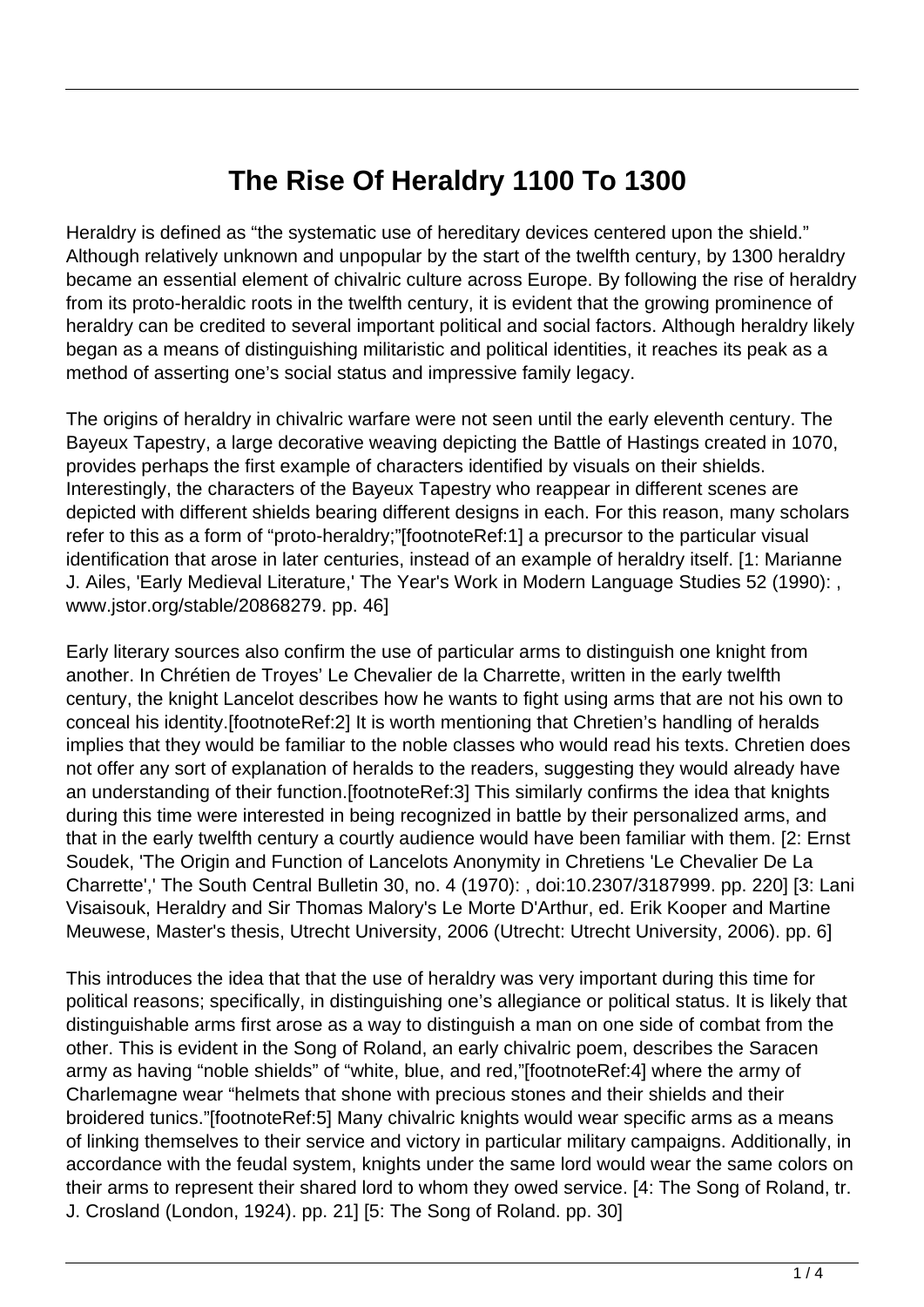# The Rise Of Heraldry 1100 To 1300

Heraldry is defined as "the systematic use of hereditary devices centered upon the shield." Although relatively unknown and unpopular by the start of the twelfth century, by 1300 heraldry became an essential element of chivalric culture across Europe. By following the rise of heraldry from its proto-heraldic roots in the twelfth century, it is evident that the growing prominence of heraldry can be credited to several important political and social factors. Although heraldry likely began as a means of distinguishing militaristic and political identities, it reaches its peak as a method of asserting one's social status and impressive family legacy.

The origins of heraldry in chivalric warfare were not seen until the early eleventh century. The Bayeux Tapestry, a large decorative weaving depicting the Battle of Hastings created in 1070, provides perhaps the first example of characters identified by visuals on their shields. Interestingly, the characters of the Bayeux Tapestry who reappear in different scenes are depicted with different shields bearing different designs in each. For this reason, many scholars refer to this as a form of "proto-heraldry;"[footnoteRef:1] a precursor to the particular visual identification that arose in later centuries, instead of an example of heraldry itself. [1: Marianne J. Ailes, 'Early Medieval Literature,' The Year's Work in Modern Language Studies 52 (1990): , www.jstor.org/stable/20868279. pp. 46]

Early literary sources also confirm the use of particular arms to distinguish one knight from another. In Chrétien de Troyes' Le Chevalier de la Charrette, written in the early twelfth century, the knight Lancelot describes how he wants to fight using arms that are not his own to conceal his identity.[footnoteRef:2] It is worth mentioning that Chretien's handling of heralds implies that they would be familiar to the noble classes who would read his texts. Chretien does not offer any sort of explanation of heralds to the readers, suggesting they would already have an understanding of their function.[footnoteRef:3] This similarly confirms the idea that knights during this time were interested in being recognized in battle by their personalized arms, and that in the early twelfth century a courtly audience would have been familiar with them. [2: Ernst Soudek, 'The Origin and Function of Lancelots Anonymity in Chretiens 'Le Chevalier De La Charrette',' The South Central Bulletin 30, no. 4 (1970): , doi:10.2307/3187999. pp. 220] [3: Lani Visaisouk, Heraldry and Sir Thomas Malory's Le Morte D'Arthur, ed. Erik Kooper and Martine Meuwese, Master's thesis, Utrecht University, 2006 (Utrecht: Utrecht University, 2006). pp. 6]

This introduces the idea that that the use of heraldry was very important during this time for political reasons; specifically, in distinguishing one's allegiance or political status. It is likely that distinguishable arms first arose as a way to distinguish a man on one side of combat from the other. This is evident in the Song of Roland, an early chivalric poem, describes the Saracen army as having "noble shields" of "white, blue, and red,"[footnoteRef:4] where the army of Charlemagne wear "helmets that shone with precious stones and their shields and their broidered tunics."[footnoteRef:5] Many chivalric knights would wear specific arms as a means of linking themselves to their service and victory in particular military campaigns. Additionally, in accordance with the feudal system, knights under the same lord would wear the same colors on their arms to represent their shared lord to whom they owed service. [4: The Song of Roland, tr. J. Crosland (London, 1924). pp. 21] [5: The Song of Roland. pp. 30]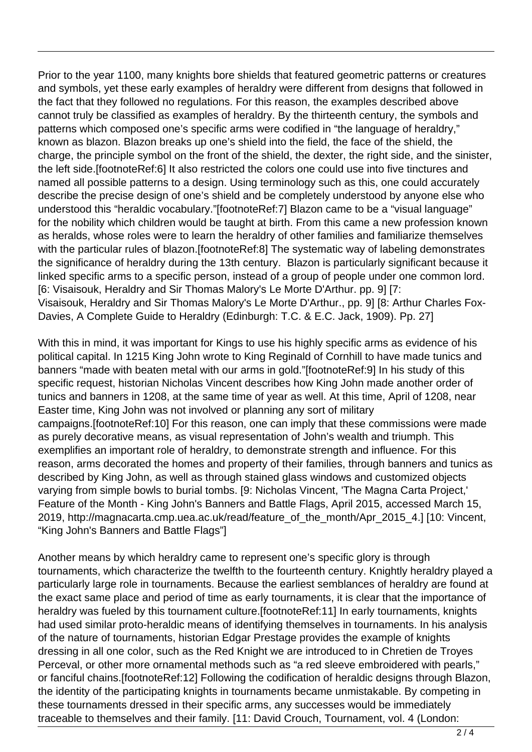Prior to the year 1100, many knights bore shields that featured geometric patterns or creatures and symbols, yet these early examples of heraldry were different from designs that followed in the fact that they followed no regulations. For this reason, the examples described above cannot truly be classified as examples of heraldry. By the thirteenth century, the symbols and patterns which composed one's specific arms were codified in "the language of heraldry," known as blazon. Blazon breaks up one's shield into the field, the face of the shield, the charge, the principle symbol on the front of the shield, the dexter, the right side, and the sinister, the left side.[footnoteRef:6] It also restricted the colors one could use into five tinctures and named all possible patterns to a design. Using terminology such as this, one could accurately describe the precise design of one's shield and be completely understood by anyone else who understood this "heraldic vocabulary."[footnoteRef:7] Blazon came to be a "visual language" for the nobility which children would be taught at birth. From this came a new profession known as heralds, whose roles were to learn the heraldry of other families and familiarize themselves with the particular rules of blazon.[footnoteRef:8] The systematic way of labeling demonstrates the significance of heraldry during the 13th century. Blazon is particularly significant because it linked specific arms to a specific person, instead of a group of people under one common lord. [6: Visaisouk, Heraldry and Sir Thomas Malory's Le Morte D'Arthur. pp. 9] [7: Visaisouk, Heraldry and Sir Thomas Malory's Le Morte D'Arthur., pp. 9] [8: Arthur Charles Fox-Davies, A Complete Guide to Heraldry (Edinburgh: T.C. & E.C. Jack, 1909). Pp. 27]

With this in mind, it was important for Kings to use his highly specific arms as evidence of his political capital. In 1215 King John wrote to King Reginald of Cornhill to have made tunics and banners "made with beaten metal with our arms in gold."[footnoteRef:9] In his study of this specific request, historian Nicholas Vincent describes how King John made another order of tunics and banners in 1208, at the same time of year as well. At this time, April of 1208, near Easter time, King John was not involved or planning any sort of military campaigns.[footnoteRef:10] For this reason, one can imply that these commissions were made as purely decorative means, as visual representation of John's wealth and triumph. This exemplifies an important role of heraldry, to demonstrate strength and influence. For this reason, arms decorated the homes and property of their families, through banners and tunics as described by King John, as well as through stained glass windows and customized objects varying from simple bowls to burial tombs. [9: Nicholas Vincent, 'The Magna Carta Project,' Feature of the Month - King John's Banners and Battle Flags, April 2015, accessed March 15, 2019, http://magnacarta.cmp.uea.ac.uk/read/feature_of_the_month/Apr_2015_4.] [10: Vincent, "King John's Banners and Battle Flags"]

Another means by which heraldry came to represent one's specific glory is through tournaments, which characterize the twelfth to the fourteenth century. Knightly heraldry played a particularly large role in tournaments. Because the earliest semblances of heraldry are found at the exact same place and period of time as early tournaments, it is clear that the importance of heraldry was fueled by this tournament culture.[footnoteRef:11] In early tournaments, knights had used similar proto-heraldic means of identifying themselves in tournaments. In his analysis of the nature of tournaments, historian Edgar Prestage provides the example of knights dressing in all one color, such as the Red Knight we are introduced to in Chretien de Troyes Perceval, or other more ornamental methods such as "a red sleeve embroidered with pearls," or fanciful chains.[footnoteRef:12] Following the codification of heraldic designs through Blazon, the identity of the participating knights in tournaments became unmistakable. By competing in these tournaments dressed in their specific arms, any successes would be immediately traceable to themselves and their family. [11: David Crouch, Tournament, vol. 4 (London: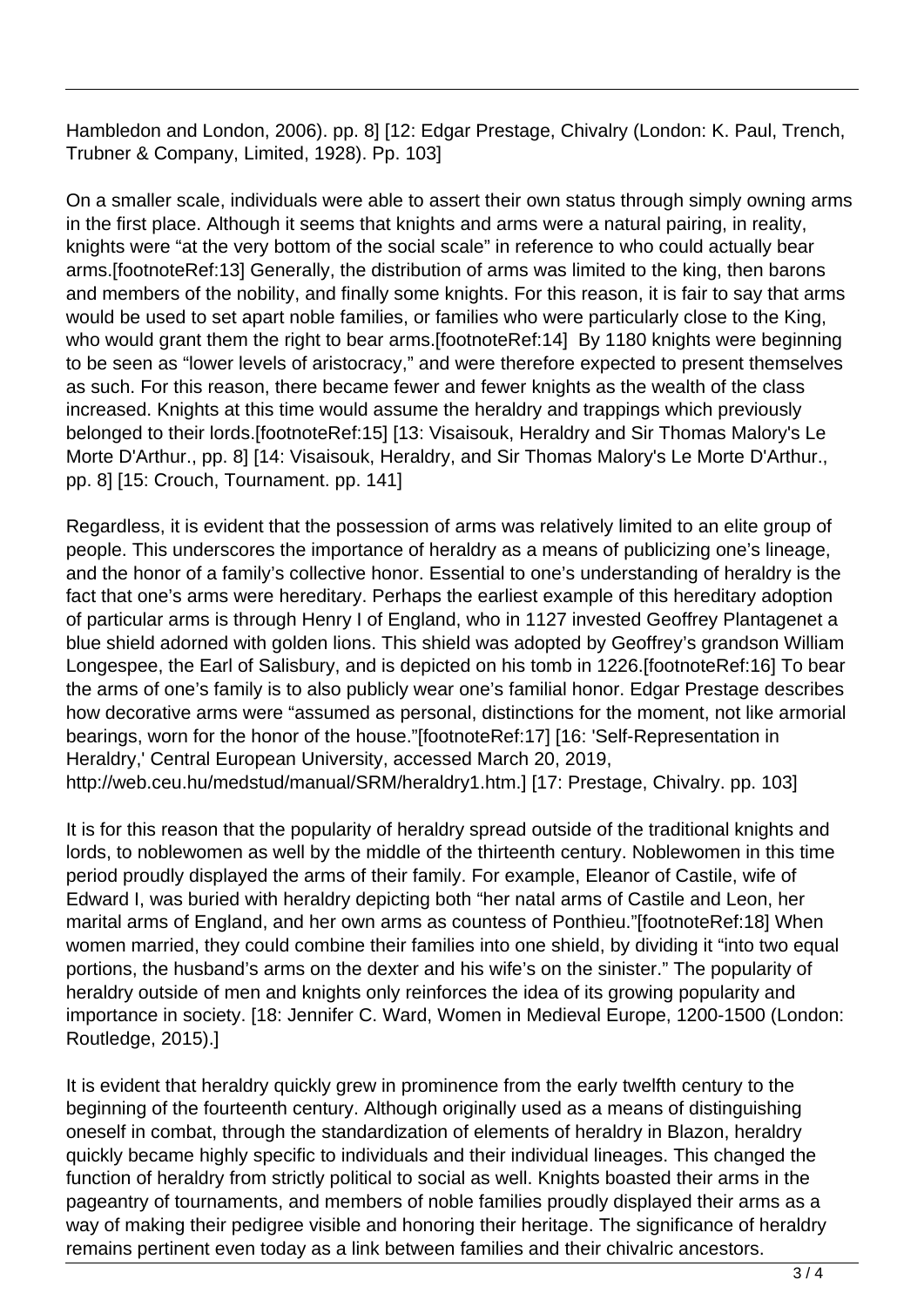Hambledon and London, 2006). pp. 8] [12: Edgar Prestage, Chivalry (London: K. Paul, Trench, Trubner & Company, Limited, 1928). Pp. 103]

On a smaller scale, individuals were able to assert their own status through simply owning arms in the first place. Although it seems that knights and arms were a natural pairing, in reality, knights were "at the very bottom of the social scale" in reference to who could actually bear arms.[footnoteRef:13] Generally, the distribution of arms was limited to the king, then barons and members of the nobility, and finally some knights. For this reason, it is fair to say that arms would be used to set apart noble families, or families who were particularly close to the King, who would grant them the right to bear arms.[footnoteRef:14] By 1180 knights were beginning to be seen as "lower levels of aristocracy," and were therefore expected to present themselves as such. For this reason, there became fewer and fewer knights as the wealth of the class increased. Knights at this time would assume the heraldry and trappings which previously belonged to their lords.[footnoteRef:15] [13: Visaisouk, Heraldry and Sir Thomas Malory's Le Morte D'Arthur., pp. 8] [14: Visaisouk, Heraldry, and Sir Thomas Malory's Le Morte D'Arthur., pp. 8] [15: Crouch, Tournament. pp. 141]

Regardless, it is evident that the possession of arms was relatively limited to an elite group of people. This underscores the importance of heraldry as a means of publicizing one's lineage, and the honor of a family's collective honor. Essential to one's understanding of heraldry is the fact that one's arms were hereditary. Perhaps the earliest example of this hereditary adoption of particular arms is through Henry I of England, who in 1127 invested Geoffrey Plantagenet a blue shield adorned with golden lions. This shield was adopted by Geoffrey's grandson William Longespee, the Earl of Salisbury, and is depicted on his tomb in 1226.[footnoteRef:16] To bear the arms of one's family is to also publicly wear one's familial honor. Edgar Prestage describes how decorative arms were "assumed as personal, distinctions for the moment, not like armorial bearings, worn for the honor of the house."[footnoteRef:17] [16: 'Self-Representation in Heraldry,' Central European University, accessed March 20, 2019, http://web.ceu.hu/medstud/manual/SRM/heraldry1.htm.] [17: Prestage, Chivalry. pp. 103]

It is for this reason that the popularity of heraldry spread outside of the traditional knights and lords, to noblewomen as well by the middle of the thirteenth century. Noblewomen in this time period proudly displayed the arms of their family. For example, Eleanor of Castile, wife of Edward I, was buried with heraldry depicting both "her natal arms of Castile and Leon, her marital arms of England, and her own arms as countess of Ponthieu."[footnoteRef:18] When women married, they could combine their families into one shield, by dividing it "into two equal portions, the husband's arms on the dexter and his wife's on the sinister." The popularity of heraldry outside of men and knights only reinforces the idea of its growing popularity and importance in society. [18: Jennifer C. Ward, Women in Medieval Europe, 1200-1500 (London: Routledge, 2015).]

It is evident that heraldry quickly grew in prominence from the early twelfth century to the beginning of the fourteenth century. Although originally used as a means of distinguishing oneself in combat, through the standardization of elements of heraldry in Blazon, heraldry quickly became highly specific to individuals and their individual lineages. This changed the function of heraldry from strictly political to social as well. Knights boasted their arms in the pageantry of tournaments, and members of noble families proudly displayed their arms as a way of making their pedigree visible and honoring their heritage. The significance of heraldry remains pertinent even today as a link between families and their chivalric ancestors.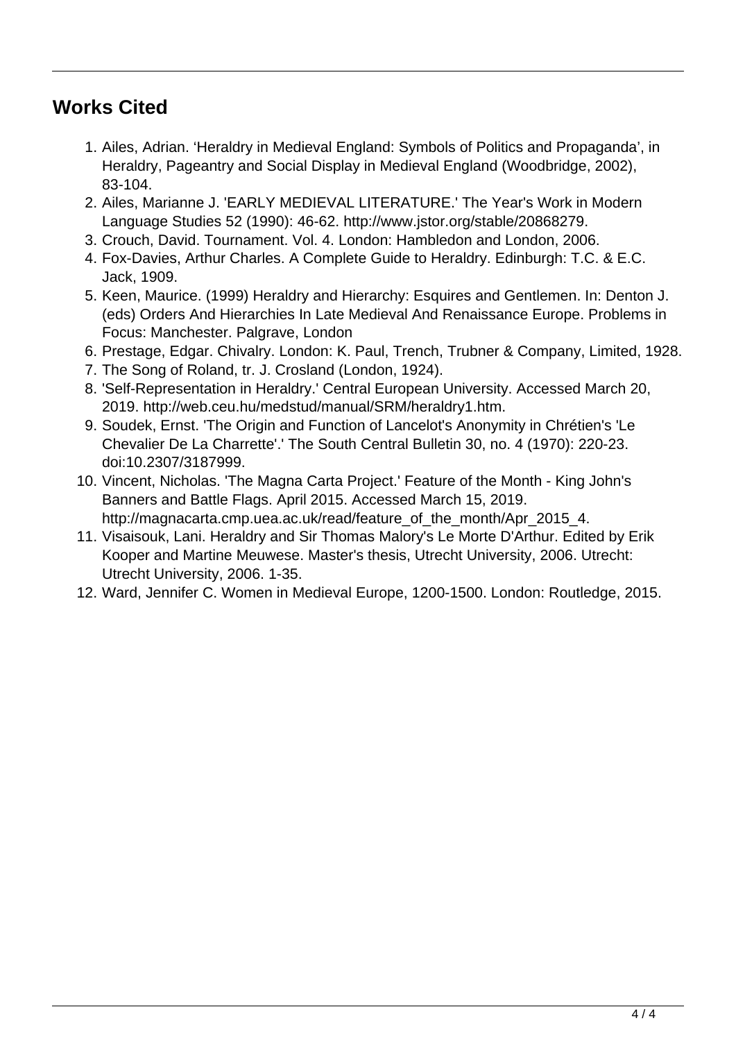## Works Cited

1. Ailes, Adrian. ‘Heraldry in Medieval England: Symbols of Politics and Propaganda’, in Heraldry, Pageantry and Social Display in Medieval England (Woodbridge, 2002), 83-104.
2. Ailes, Marianne J. 'EARLY MEDIEVAL LITERATURE.' The Year's Work in Modern Language Studies 52 (1990): 46-62. http://www.jstor.org/stable/20868279.
3. Crouch, David. Tournament. Vol. 4. London: Hambledon and London, 2006.
4. Fox-Davies, Arthur Charles. A Complete Guide to Heraldry. Edinburgh: T.C. & E.C. Jack, 1909.
5. Keen, Maurice. (1999) Heraldry and Hierarchy: Esquires and Gentlemen. In: Denton J. (eds) Orders And Hierarchies In Late Medieval And Renaissance Europe. Problems in Focus: Manchester. Palgrave, London
6. Prestage, Edgar. Chivalry. London: K. Paul, Trench, Trubner & Company, Limited, 1928.
7. The Song of Roland, tr. J. Crosland (London, 1924).
8. 'Self-Representation in Heraldry.' Central European University. Accessed March 20, 2019. http://web.ceu.hu/medstud/manual/SRM/heraldry1.htm.
9. Soudek, Ernst. 'The Origin and Function of Lancelot's Anonymity in Chrétien's 'Le Chevalier De La Charrette'.' The South Central Bulletin 30, no. 4 (1970): 220-23. doi:10.2307/3187999.
10. Vincent, Nicholas. 'The Magna Carta Project.' Feature of the Month - King John's Banners and Battle Flags. April 2015. Accessed March 15, 2019. http://magnacarta.cmp.uea.ac.uk/read/feature_of_the_month/Apr_2015_4.
11. Visaisouk, Lani. Heraldry and Sir Thomas Malory's Le Morte D'Arthur. Edited by Erik Kooper and Martine Meuwese. Master's thesis, Utrecht University, 2006. Utrecht: Utrecht University, 2006. 1-35.
12. Ward, Jennifer C. Women in Medieval Europe, 1200-1500. London: Routledge, 2015.